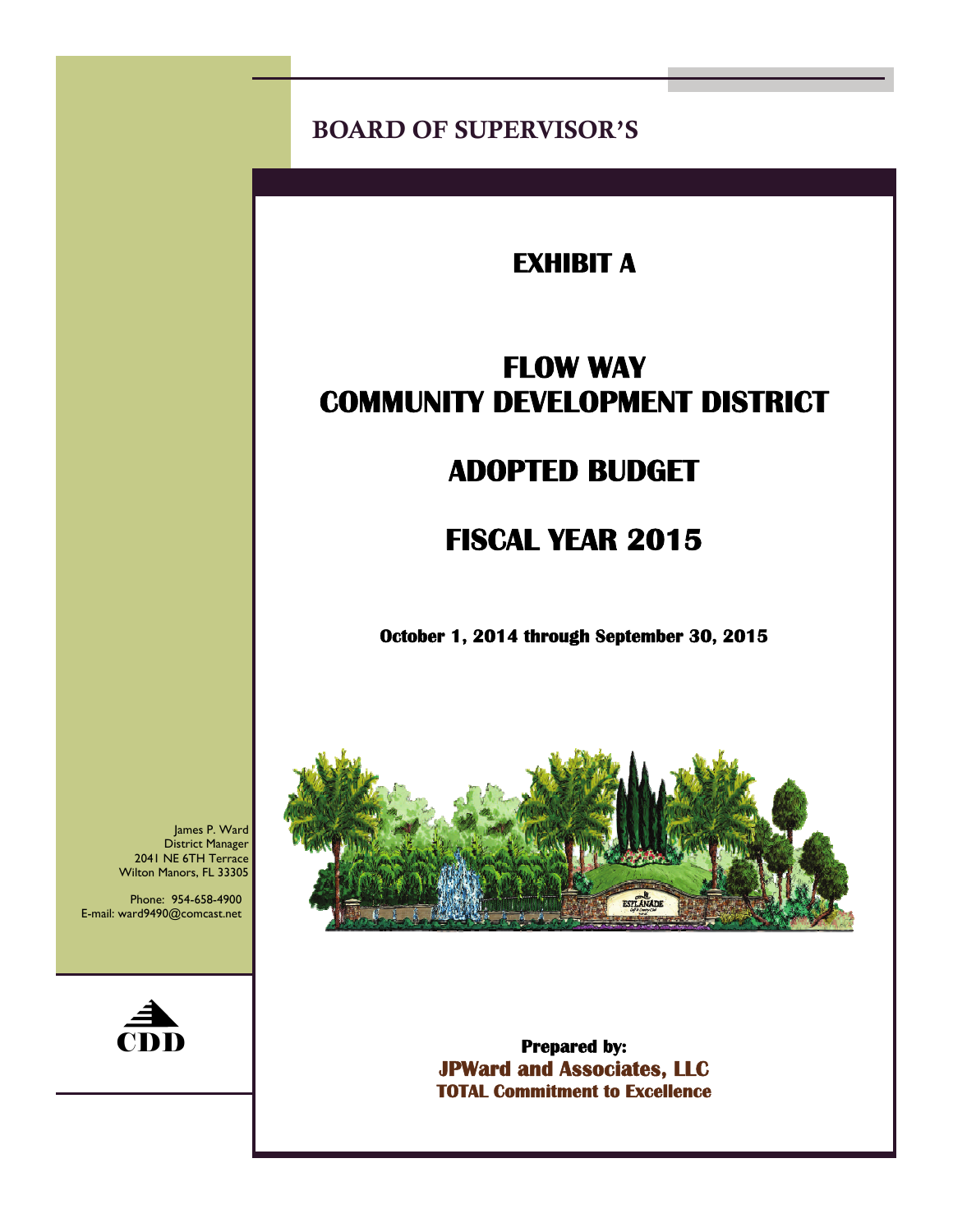BOARD OF SUPERVISOR'S

# EXHIBIT A

# FLOW WAY COMMUNITY DEVELOPMENT DISTRICT

# ADOPTED BUDGET

# FISCAL YEAR 2015

**October 1, 2014 through September 30, 2015**

James P. Ward
District Manager
2041 NE 6TH Terrace
Wilton Manors, FL 33305

Phone: 954-658-4900
E-mail: ward9490@comcast.net

CDD

**Prepared by:**
**JPWard and Associates, LLC**
**TOTAL Commitment to Excellence**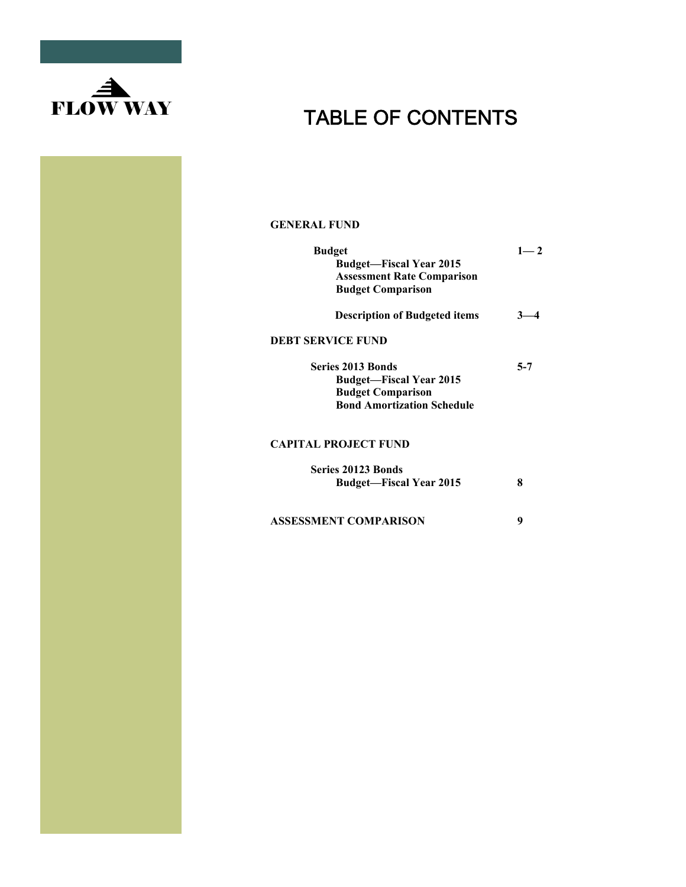FLOW WAY

# TABLE OF CONTENTS

**GENERAL FUND**

| | |
|---|---|
| **Budget** | **1— 2** |
| **Budget—Fiscal Year 2015** | |
| **Assessment Rate Comparison** | |
| **Budget Comparison** | |
| **Description of Budgeted items** | **3—4** |

**DEBT SERVICE FUND**

| | |
|---|---|
| **Series 2013 Bonds** | **5-7** |
| **Budget—Fiscal Year 2015** | |
| **Budget Comparison** | |
| **Bond Amortization Schedule** | |

**CAPITAL PROJECT FUND**

| | |
|---|---|
| **Series 20123 Bonds** | |
| **Budget—Fiscal Year 2015** | **8** |

**ASSESSMENT COMPARISON** **9**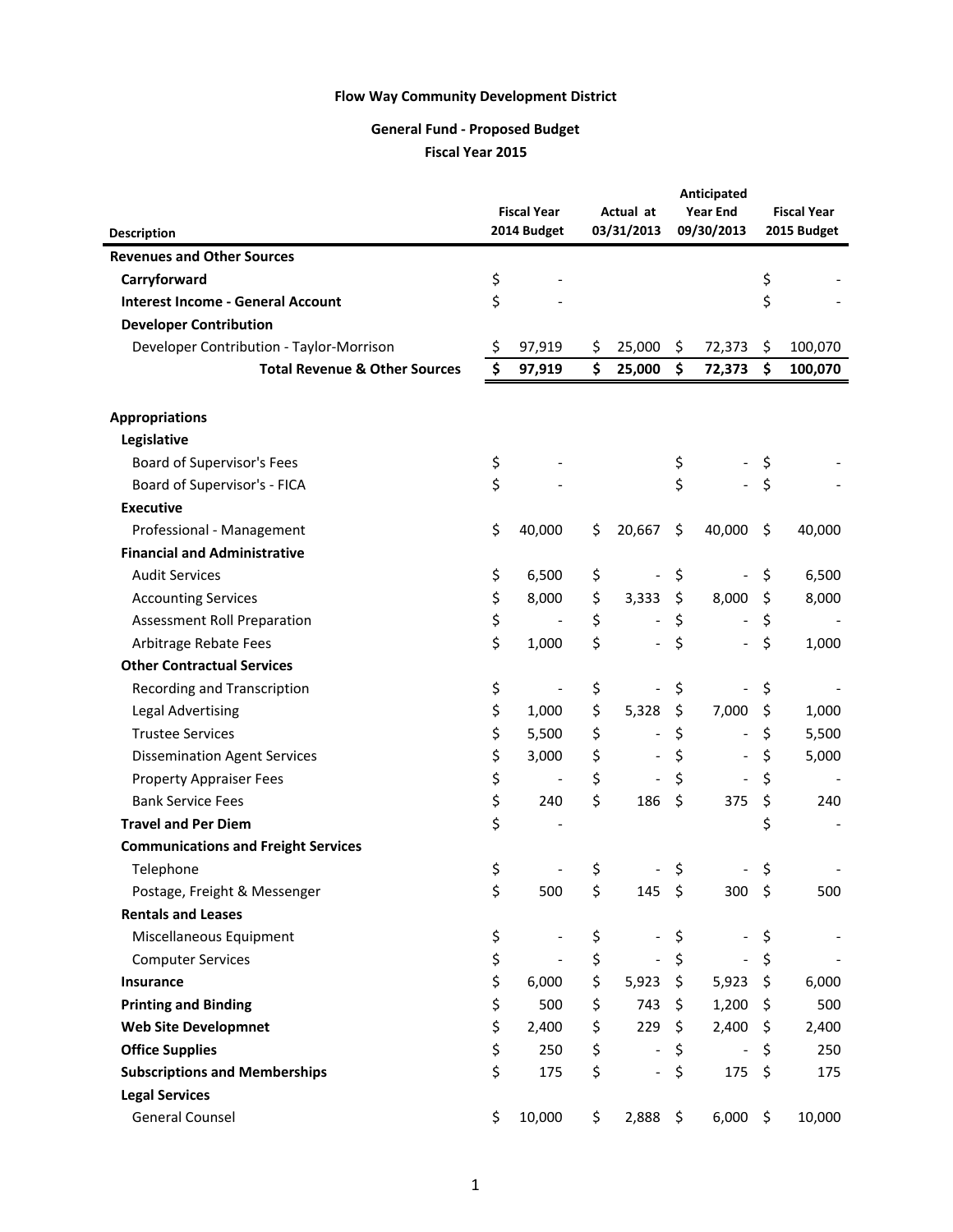**Flow Way Community Development District**

**General Fund - Proposed Budget**

**Fiscal Year 2015**

| Description | Fiscal Year 2014 Budget | Actual at 03/31/2013 | Anticipated Year End 09/30/2013 | Fiscal Year 2015 Budget |
|---|---|---|---|---|
| **Revenues and Other Sources** | | | | |
| **Carryforward** | $ - | | | $ - |
| **Interest Income - General Account** | $ - | | | $ - |
| **Developer Contribution** | | | | |
| Developer Contribution - Taylor-Morrison | $ 97,919 | $ 25,000 | $ 72,373 | $ 100,070 |
| **Total Revenue & Other Sources** | **$ 97,919** | **$ 25,000** | **$ 72,373** | **$ 100,070** |
| | | | | |
| **Appropriations** | | | | |
| **Legislative** | | | | |
| Board of Supervisor's Fees | $ - | | $ - | $ - |
| Board of Supervisor's - FICA | $ - | | $ - | $ - |
| **Executive** | | | | |
| Professional - Management | $ 40,000 | $ 20,667 | $ 40,000 | $ 40,000 |
| **Financial and Administrative** | | | | |
| Audit Services | $ 6,500 | $ - | $ - | $ 6,500 |
| Accounting Services | $ 8,000 | $ 3,333 | $ 8,000 | $ 8,000 |
| Assessment Roll Preparation | $ - | $ - | $ - | $ - |
| Arbitrage Rebate Fees | $ 1,000 | $ - | $ - | $ 1,000 |
| **Other Contractual Services** | | | | |
| Recording and Transcription | $ - | $ - | $ - | $ - |
| Legal Advertising | $ 1,000 | $ 5,328 | $ 7,000 | $ 1,000 |
| Trustee Services | $ 5,500 | $ - | $ - | $ 5,500 |
| Dissemination Agent Services | $ 3,000 | $ - | $ - | $ 5,000 |
| Property Appraiser Fees | $ - | $ - | $ - | $ - |
| Bank Service Fees | $ 240 | $ 186 | $ 375 | $ 240 |
| **Travel and Per Diem** | $ - | | | $ - |
| **Communications and Freight Services** | | | | |
| Telephone | $ - | $ - | $ - | $ - |
| Postage, Freight & Messenger | $ 500 | $ 145 | $ 300 | $ 500 |
| **Rentals and Leases** | | | | |
| Miscellaneous Equipment | $ - | $ - | $ - | $ - |
| Computer Services | $ - | $ - | $ - | $ - |
| **Insurance** | $ 6,000 | $ 5,923 | $ 5,923 | $ 6,000 |
| **Printing and Binding** | $ 500 | $ 743 | $ 1,200 | $ 500 |
| **Web Site Developmnet** | $ 2,400 | $ 229 | $ 2,400 | $ 2,400 |
| **Office Supplies** | $ 250 | $ - | $ - | $ 250 |
| **Subscriptions and Memberships** | $ 175 | $ - | $ 175 | $ 175 |
| **Legal Services** | | | | |
| General Counsel | $ 10,000 | $ 2,888 | $ 6,000 | $ 10,000 |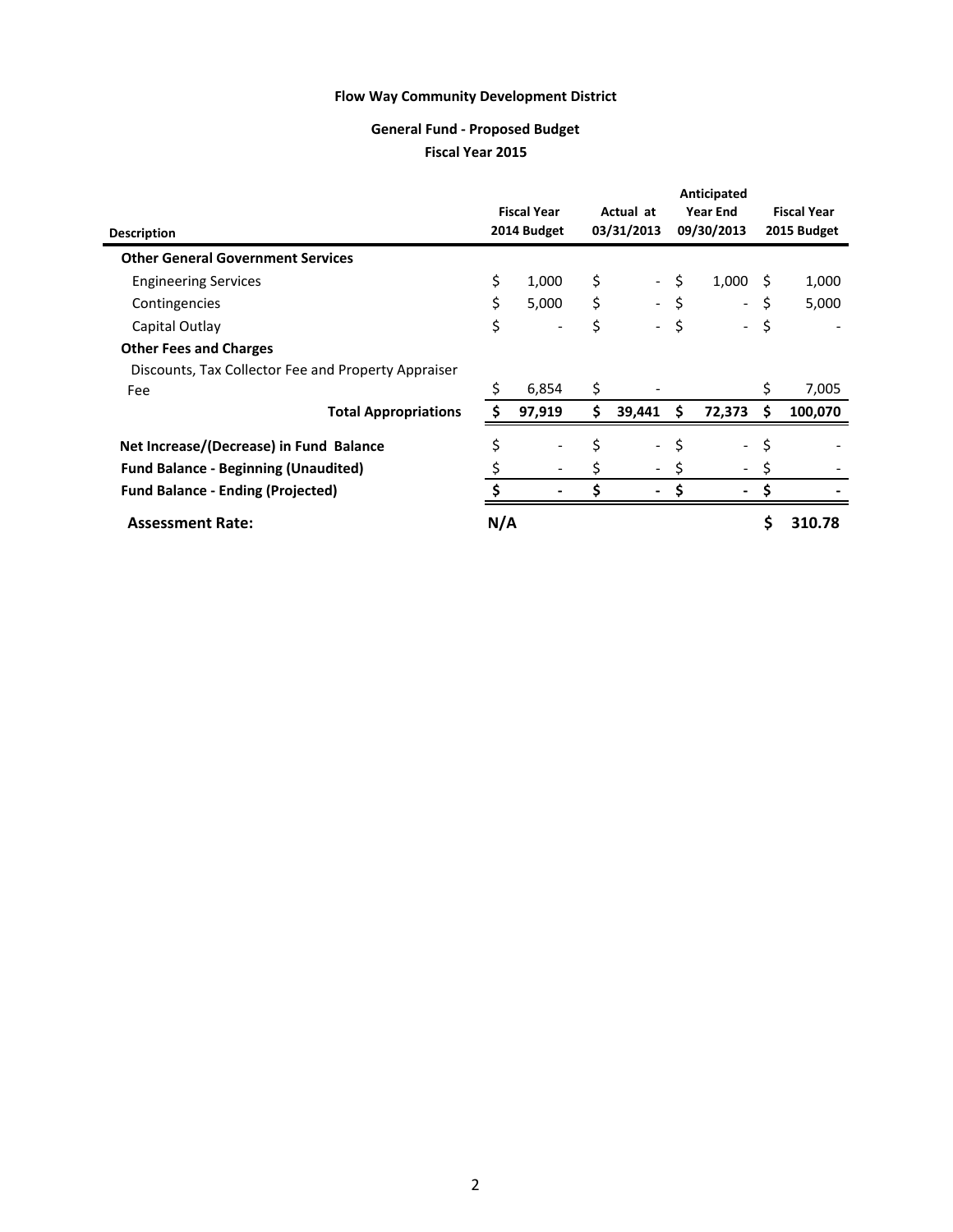**Flow Way Community Development District**

**General Fund - Proposed Budget**

**Fiscal Year 2015**

| Description | Fiscal Year 2014 Budget | Actual at 03/31/2013 | Anticipated Year End 09/30/2013 | Fiscal Year 2015 Budget |
|---|---|---|---|---|
| **Other General Government Services** | | | | |
| Engineering Services | $ 1,000 | $ - | $ 1,000 | $ 1,000 |
| Contingencies | $ 5,000 | $ - | $ - | $ 5,000 |
| Capital Outlay | $ - | $ - | $ - | $ - |
| **Other Fees and Charges** | | | | |
| Discounts, Tax Collector Fee and Property Appraiser Fee | $ 6,854 | $ - | | $ 7,005 |
| **Total Appropriations** | **$ 97,919** | **$ 39,441** | **$ 72,373** | **$ 100,070** |
| **Net Increase/(Decrease) in Fund Balance** | $ - | $ - | $ - | $ - |
| **Fund Balance - Beginning (Unaudited)** | $ - | $ - | $ - | $ - |
| **Fund Balance - Ending (Projected)** | **$ -** | **$ -** | **$ -** | **$ -** |
| **Assessment Rate:** | **N/A** | | | **$ 310.78** |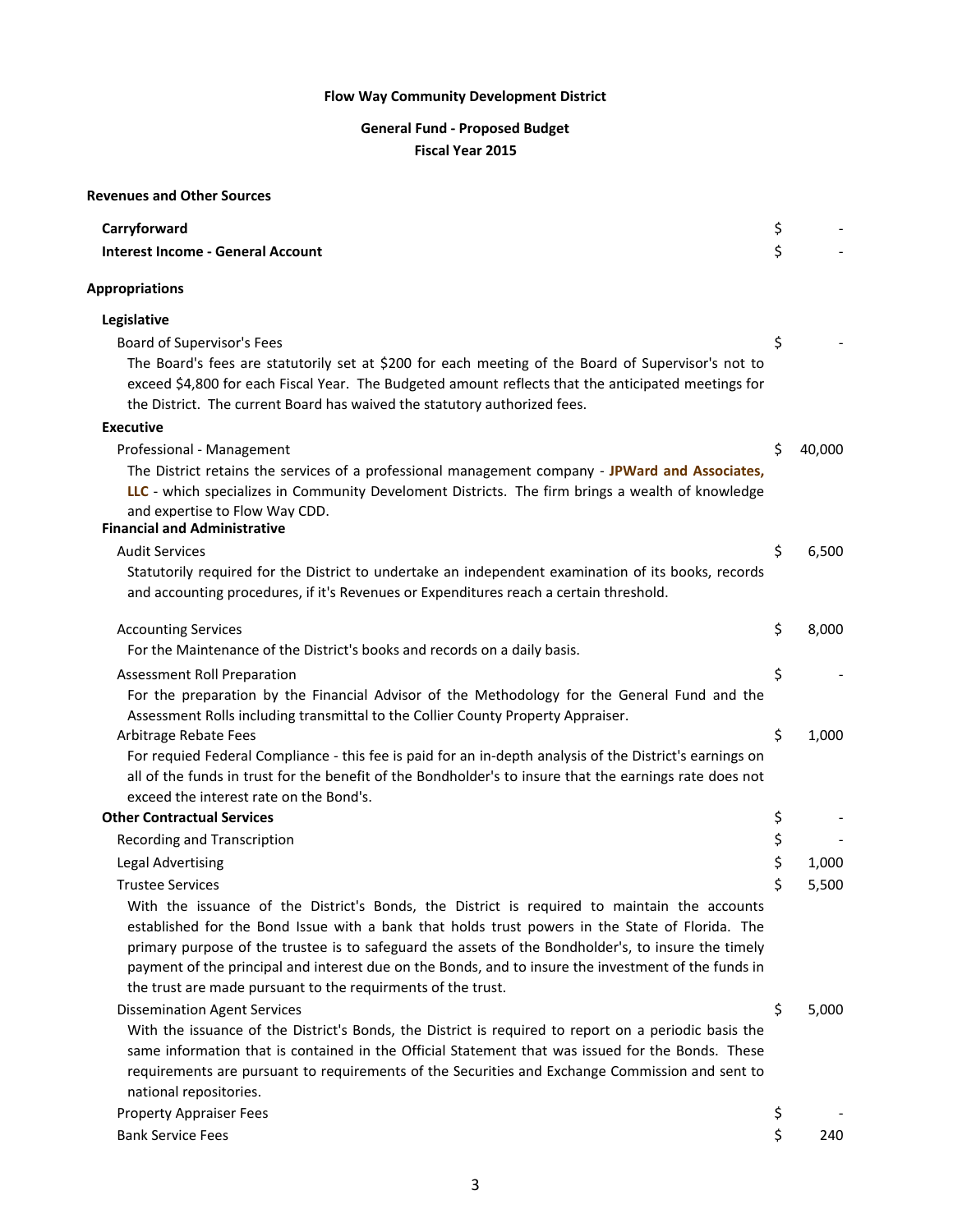**Flow Way Community Development District**

**General Fund - Proposed Budget**
**Fiscal Year 2015**

**Revenues and Other Sources**

| | |
|---|---|
| **Carryforward** | $ - |
| **Interest Income - General Account** | $ - |

**Appropriations**

**Legislative**

Board of Supervisor's Fees — $ -

The Board's fees are statutorily set at $200 for each meeting of the Board of Supervisor's not to exceed $4,800 for each Fiscal Year. The Budgeted amount reflects that the anticipated meetings for the District. The current Board has waived the statutory authorized fees.

**Executive**

Professional - Management — $ 40,000

The District retains the services of a professional management company - **JPWard and Associates, LLC** - which specializes in Community Develoment Districts. The firm brings a wealth of knowledge and expertise to Flow Way CDD.

**Financial and Administrative**

Audit Services — $ 6,500

Statutorily required for the District to undertake an independent examination of its books, records and accounting procedures, if it's Revenues or Expenditures reach a certain threshold.

Accounting Services — $ 8,000

For the Maintenance of the District's books and records on a daily basis.

Assessment Roll Preparation — $ -

For the preparation by the Financial Advisor of the Methodology for the General Fund and the Assessment Rolls including transmittal to the Collier County Property Appraiser.

Arbitrage Rebate Fees — $ 1,000

For requied Federal Compliance - this fee is paid for an in-depth analysis of the District's earnings on all of the funds in trust for the benefit of the Bondholder's to insure that the earnings rate does not exceed the interest rate on the Bond's.

**Other Contractual Services** — $ -

Recording and Transcription — $ -

Legal Advertising — $ 1,000

Trustee Services — $ 5,500

With the issuance of the District's Bonds, the District is required to maintain the accounts established for the Bond Issue with a bank that holds trust powers in the State of Florida. The primary purpose of the trustee is to safeguard the assets of the Bondholder's, to insure the timely payment of the principal and interest due on the Bonds, and to insure the investment of the funds in the trust are made pursuant to the requirments of the trust.

Dissemination Agent Services — $ 5,000

With the issuance of the District's Bonds, the District is required to report on a periodic basis the same information that is contained in the Official Statement that was issued for the Bonds. These requirements are pursuant to requirements of the Securities and Exchange Commission and sent to national repositories.

Property Appraiser Fees — $ -

Bank Service Fees — $ 240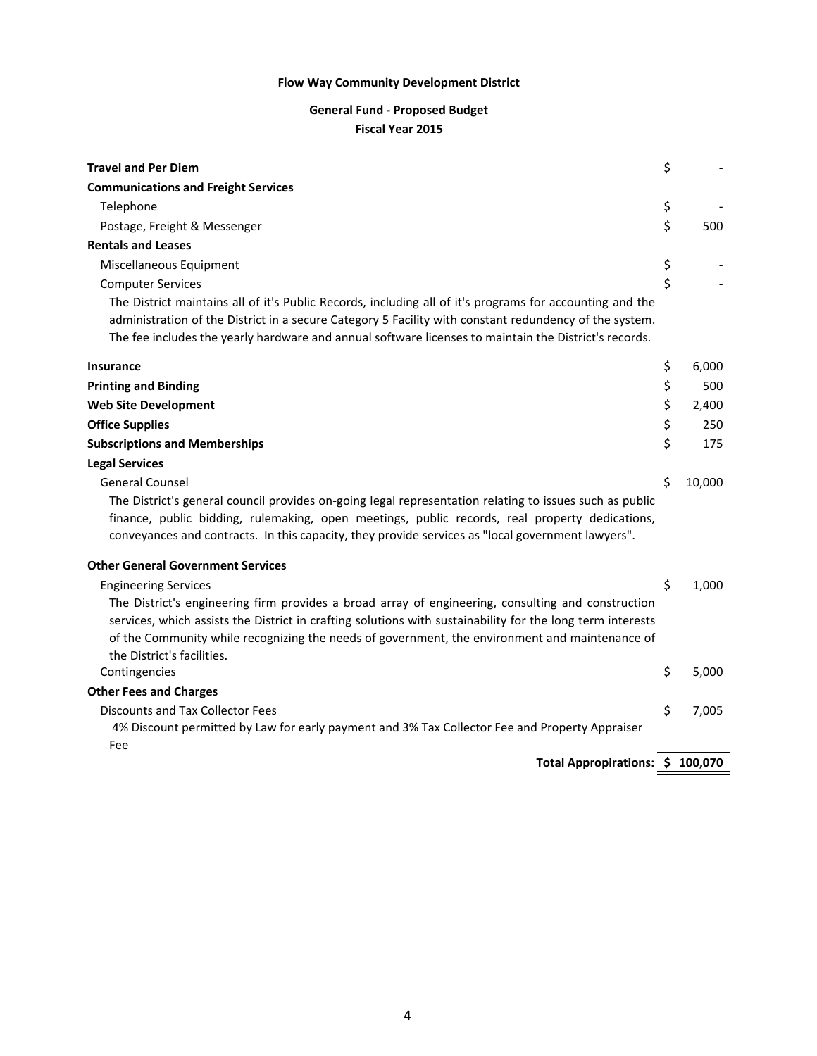**Flow Way Community Development District**

**General Fund - Proposed Budget**

**Fiscal Year 2015**

| | |
|---|---|
| **Travel and Per Diem** | $ - |
| **Communications and Freight Services** | |
| Telephone | $ - |
| Postage, Freight & Messenger | $ 500 |
| **Rentals and Leases** | |
| Miscellaneous Equipment | $ - |
| Computer Services | $ - |
| The District maintains all of it's Public Records, including all of it's programs for accounting and the administration of the District in a secure Category 5 Facility with constant redundency of the system. The fee includes the yearly hardware and annual software licenses to maintain the District's records. | |
| **Insurance** | $ 6,000 |
| **Printing and Binding** | $ 500 |
| **Web Site Development** | $ 2,400 |
| **Office Supplies** | $ 250 |
| **Subscriptions and Memberships** | $ 175 |
| **Legal Services** | |
| General Counsel | $ 10,000 |
| The District's general council provides on-going legal representation relating to issues such as public finance, public bidding, rulemaking, open meetings, public records, real property dedications, conveyances and contracts. In this capacity, they provide services as "local government lawyers". | |
| **Other General Government Services** | |
| Engineering Services | $ 1,000 |
| The District's engineering firm provides a broad array of engineering, consulting and construction services, which assists the District in crafting solutions with sustainability for the long term interests of the Community while recognizing the needs of government, the environment and maintenance of the District's facilities. | |
| Contingencies | $ 5,000 |
| **Other Fees and Charges** | |
| Discounts and Tax Collector Fees | $ 7,005 |
| 4% Discount permitted by Law for early payment and 3% Tax Collector Fee and Property Appraiser Fee | |
| **Total Appropriations:** | **$ 100,070** |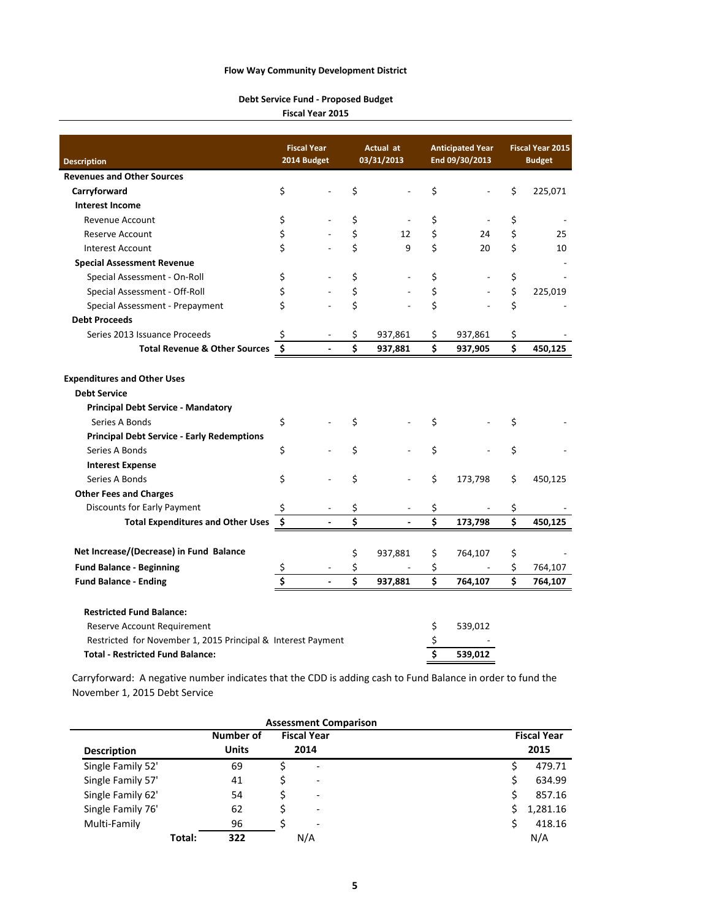**Flow Way Community Development District**

**Debt Service Fund - Proposed Budget**
**Fiscal Year 2015**

| Description | Fiscal Year 2014 Budget | Actual at 03/31/2013 | Anticipated Year End 09/30/2013 | Fiscal Year 2015 Budget |
|---|---|---|---|---|
| **Revenues and Other Sources** | | | | |
| **Carryforward** | $ - | $ - | $ - | $ 225,071 |
| **Interest Income** | | | | |
| Revenue Account | $ - | $ - | $ - | $ - |
| Reserve Account | $ - | $ 12 | $ 24 | $ 25 |
| Interest Account | $ - | $ 9 | $ 20 | $ 10 |
| **Special Assessment Revenue** | | | | - |
| Special Assessment - On-Roll | $ - | $ - | $ - | $ - |
| Special Assessment - Off-Roll | $ - | $ - | $ - | $ 225,019 |
| Special Assessment - Prepayment | $ - | $ - | $ - | $ - |
| **Debt Proceeds** | | | | |
| Series 2013 Issuance Proceeds | $ - | $ 937,861 | $ 937,861 | $ - |
| **Total Revenue & Other Sources** | **$ -** | **$ 937,881** | **$ 937,905** | **$ 450,125** |
| | | | | |
| **Expenditures and Other Uses** | | | | |
| **Debt Service** | | | | |
| **Principal Debt Service - Mandatory** | | | | |
| Series A Bonds | $ - | $ - | $ - | $ - |
| **Principal Debt Service - Early Redemptions** | | | | |
| Series A Bonds | $ - | $ - | $ - | $ - |
| **Interest Expense** | | | | |
| Series A Bonds | $ - | $ - | $ 173,798 | $ 450,125 |
| **Other Fees and Charges** | | | | |
| Discounts for Early Payment | $ - | $ - | $ - | $ - |
| **Total Expenditures and Other Uses** | **$ -** | **$ -** | **$ 173,798** | **$ 450,125** |
| | | | | |
| **Net Increase/(Decrease) in Fund Balance** | | $ 937,881 | $ 764,107 | $ - |
| **Fund Balance - Beginning** | $ - | $ - | $ - | $ 764,107 |
| **Fund Balance - Ending** | **$ -** | **$ 937,881** | **$ 764,107** | **$ 764,107** |

| **Restricted Fund Balance:** | |
|---|---|
| Reserve Account Requirement | $ 539,012 |
| Restricted for November 1, 2015 Principal & Interest Payment | $ - |
| **Total - Restricted Fund Balance:** | **$ 539,012** |

Carryforward: A negative number indicates that the CDD is adding cash to Fund Balance in order to fund the November 1, 2015 Debt Service

**Assessment Comparison**

| Description | Number of Units | Fiscal Year 2014 | Fiscal Year 2015 |
|---|---|---|---|
| Single Family 52' | 69 | $ - | $ 479.71 |
| Single Family 57' | 41 | $ - | $ 634.99 |
| Single Family 62' | 54 | $ - | $ 857.16 |
| Single Family 76' | 62 | $ - | $ 1,281.16 |
| Multi-Family | 96 | $ - | $ 418.16 |
| **Total:** | **322** | N/A | N/A |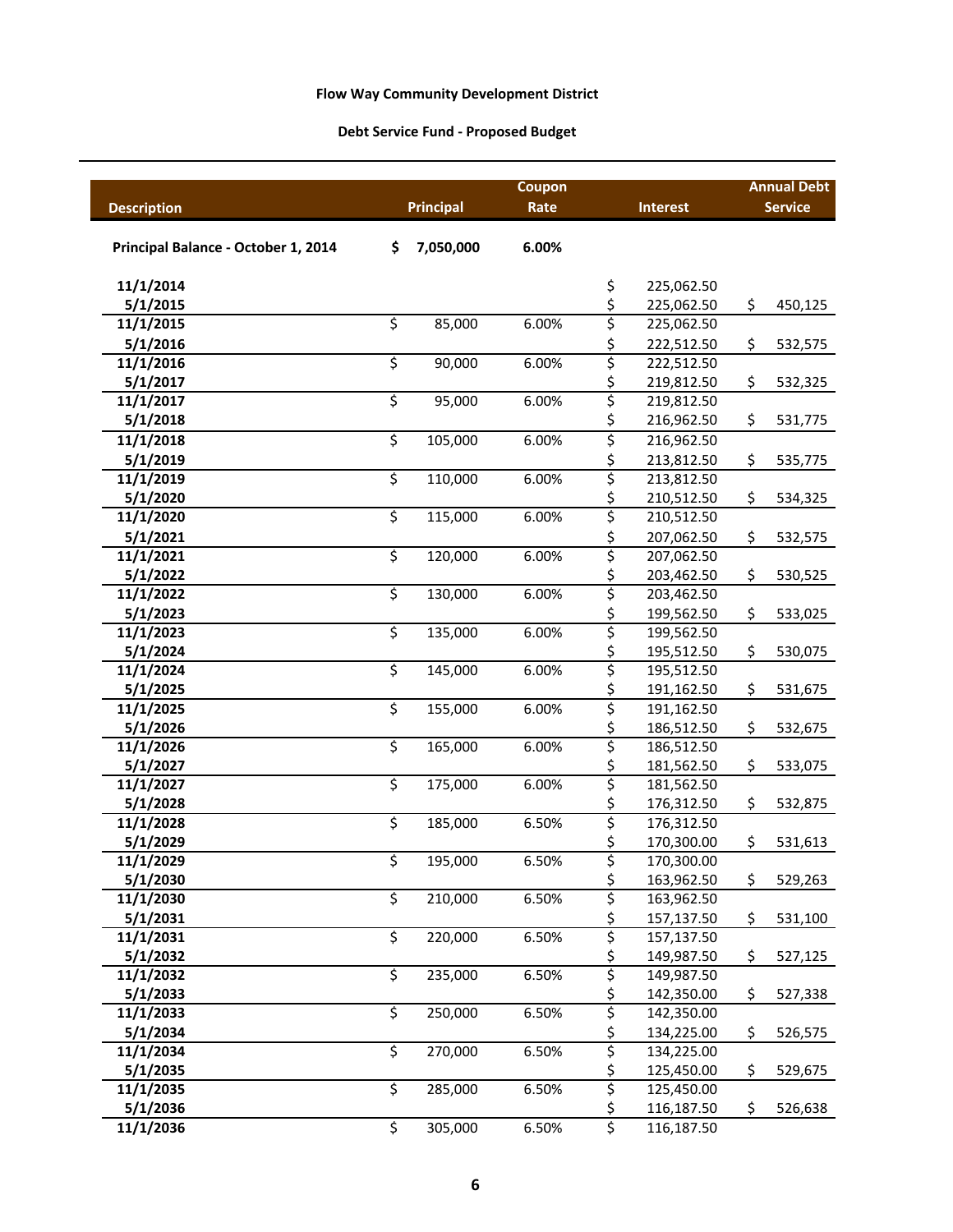**Flow Way Community Development District**

**Debt Service Fund - Proposed Budget**

| Description | Principal | Coupon Rate | Interest | Annual Debt Service |
|---|---|---|---|---|
| **Principal Balance - October 1, 2014** | **$ 7,050,000** | **6.00%** | | |
| **11/1/2014** | | | $ 225,062.50 | |
| **5/1/2015** | | | $ 225,062.50 | $ 450,125 |
| **11/1/2015** | $ 85,000 | 6.00% | $ 225,062.50 | |
| **5/1/2016** | | | $ 222,512.50 | $ 532,575 |
| **11/1/2016** | $ 90,000 | 6.00% | $ 222,512.50 | |
| **5/1/2017** | | | $ 219,812.50 | $ 532,325 |
| **11/1/2017** | $ 95,000 | 6.00% | $ 219,812.50 | |
| **5/1/2018** | | | $ 216,962.50 | $ 531,775 |
| **11/1/2018** | $ 105,000 | 6.00% | $ 216,962.50 | |
| **5/1/2019** | | | $ 213,812.50 | $ 535,775 |
| **11/1/2019** | $ 110,000 | 6.00% | $ 213,812.50 | |
| **5/1/2020** | | | $ 210,512.50 | $ 534,325 |
| **11/1/2020** | $ 115,000 | 6.00% | $ 210,512.50 | |
| **5/1/2021** | | | $ 207,062.50 | $ 532,575 |
| **11/1/2021** | $ 120,000 | 6.00% | $ 207,062.50 | |
| **5/1/2022** | | | $ 203,462.50 | $ 530,525 |
| **11/1/2022** | $ 130,000 | 6.00% | $ 203,462.50 | |
| **5/1/2023** | | | $ 199,562.50 | $ 533,025 |
| **11/1/2023** | $ 135,000 | 6.00% | $ 199,562.50 | |
| **5/1/2024** | | | $ 195,512.50 | $ 530,075 |
| **11/1/2024** | $ 145,000 | 6.00% | $ 195,512.50 | |
| **5/1/2025** | | | $ 191,162.50 | $ 531,675 |
| **11/1/2025** | $ 155,000 | 6.00% | $ 191,162.50 | |
| **5/1/2026** | | | $ 186,512.50 | $ 532,675 |
| **11/1/2026** | $ 165,000 | 6.00% | $ 186,512.50 | |
| **5/1/2027** | | | $ 181,562.50 | $ 533,075 |
| **11/1/2027** | $ 175,000 | 6.00% | $ 181,562.50 | |
| **5/1/2028** | | | $ 176,312.50 | $ 532,875 |
| **11/1/2028** | $ 185,000 | 6.50% | $ 176,312.50 | |
| **5/1/2029** | | | $ 170,300.00 | $ 531,613 |
| **11/1/2029** | $ 195,000 | 6.50% | $ 170,300.00 | |
| **5/1/2030** | | | $ 163,962.50 | $ 529,263 |
| **11/1/2030** | $ 210,000 | 6.50% | $ 163,962.50 | |
| **5/1/2031** | | | $ 157,137.50 | $ 531,100 |
| **11/1/2031** | $ 220,000 | 6.50% | $ 157,137.50 | |
| **5/1/2032** | | | $ 149,987.50 | $ 527,125 |
| **11/1/2032** | $ 235,000 | 6.50% | $ 149,987.50 | |
| **5/1/2033** | | | $ 142,350.00 | $ 527,338 |
| **11/1/2033** | $ 250,000 | 6.50% | $ 142,350.00 | |
| **5/1/2034** | | | $ 134,225.00 | $ 526,575 |
| **11/1/2034** | $ 270,000 | 6.50% | $ 134,225.00 | |
| **5/1/2035** | | | $ 125,450.00 | $ 529,675 |
| **11/1/2035** | $ 285,000 | 6.50% | $ 125,450.00 | |
| **5/1/2036** | | | $ 116,187.50 | $ 526,638 |
| **11/1/2036** | $ 305,000 | 6.50% | $ 116,187.50 | |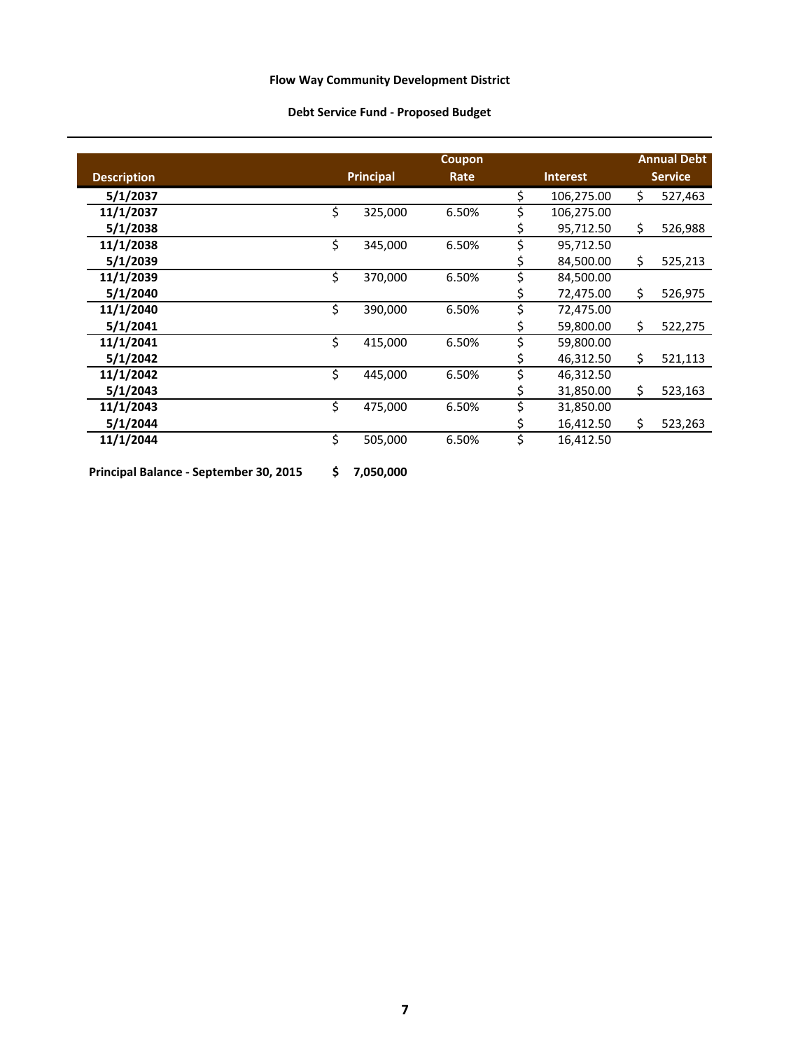**Flow Way Community Development District**

**Debt Service Fund - Proposed Budget**

| Description | Principal | Coupon Rate | Interest | Annual Debt Service |
|---|---|---|---|---|
| **5/1/2037** | | | $ 106,275.00 | $ 527,463 |
| **11/1/2037** | $ 325,000 | 6.50% | $ 106,275.00 | |
| **5/1/2038** | | | $ 95,712.50 | $ 526,988 |
| **11/1/2038** | $ 345,000 | 6.50% | $ 95,712.50 | |
| **5/1/2039** | | | $ 84,500.00 | $ 525,213 |
| **11/1/2039** | $ 370,000 | 6.50% | $ 84,500.00 | |
| **5/1/2040** | | | $ 72,475.00 | $ 526,975 |
| **11/1/2040** | $ 390,000 | 6.50% | $ 72,475.00 | |
| **5/1/2041** | | | $ 59,800.00 | $ 522,275 |
| **11/1/2041** | $ 415,000 | 6.50% | $ 59,800.00 | |
| **5/1/2042** | | | $ 46,312.50 | $ 521,113 |
| **11/1/2042** | $ 445,000 | 6.50% | $ 46,312.50 | |
| **5/1/2043** | | | $ 31,850.00 | $ 523,163 |
| **11/1/2043** | $ 475,000 | 6.50% | $ 31,850.00 | |
| **5/1/2044** | | | $ 16,412.50 | $ 523,263 |
| **11/1/2044** | $ 505,000 | 6.50% | $ 16,412.50 | |

**Principal Balance - September 30, 2015** **$ 7,050,000**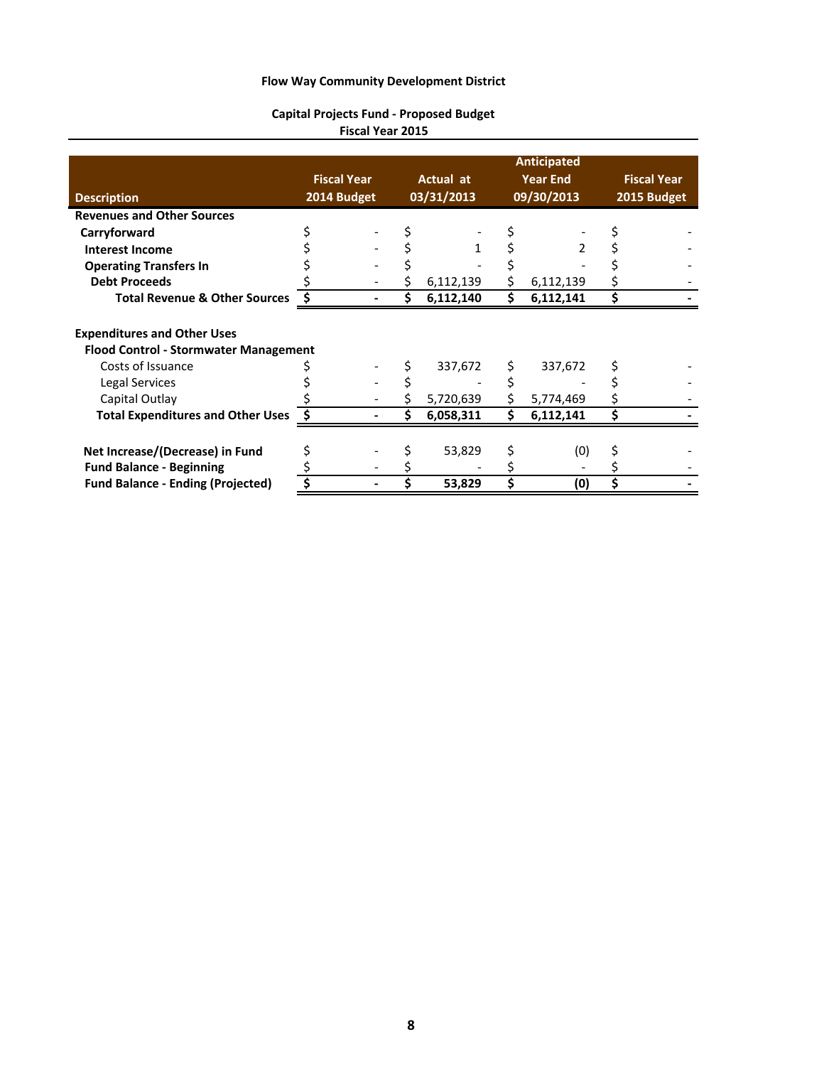# Flow Way Community Development District

## Capital Projects Fund - Proposed Budget
### Fiscal Year 2015

| Description | Fiscal Year 2014 Budget | Actual at 03/31/2013 | Anticipated Year End 09/30/2013 | Fiscal Year 2015 Budget |
|---|---|---|---|---|
| **Revenues and Other Sources** | | | | |
| **Carryforward** | $ - | $ - | $ - | $ - |
| **Interest Income** | $ - | $ 1 | $ 2 | $ - |
| **Operating Transfers In** | $ - | $ - | $ - | $ - |
| **Debt Proceeds** | $ - | $ 6,112,139 | $ 6,112,139 | $ - |
| **Total Revenue & Other Sources** | **$ -** | **$ 6,112,140** | **$ 6,112,141** | **$ -** |
| | | | | |
| **Expenditures and Other Uses** | | | | |
| **Flood Control - Stormwater Management** | | | | |
| Costs of Issuance | $ - | $ 337,672 | $ 337,672 | $ - |
| Legal Services | $ - | $ - | $ - | $ - |
| Capital Outlay | $ - | $ 5,720,639 | $ 5,774,469 | $ - |
| **Total Expenditures and Other Uses** | **$ -** | **$ 6,058,311** | **$ 6,112,141** | **$ -** |
| | | | | |
| **Net Increase/(Decrease) in Fund** | $ - | $ 53,829 | $ (0) | $ - |
| **Fund Balance - Beginning** | $ - | $ - | $ - | $ - |
| **Fund Balance - Ending (Projected)** | **$ -** | **$ 53,829** | **$ (0)** | **$ -** |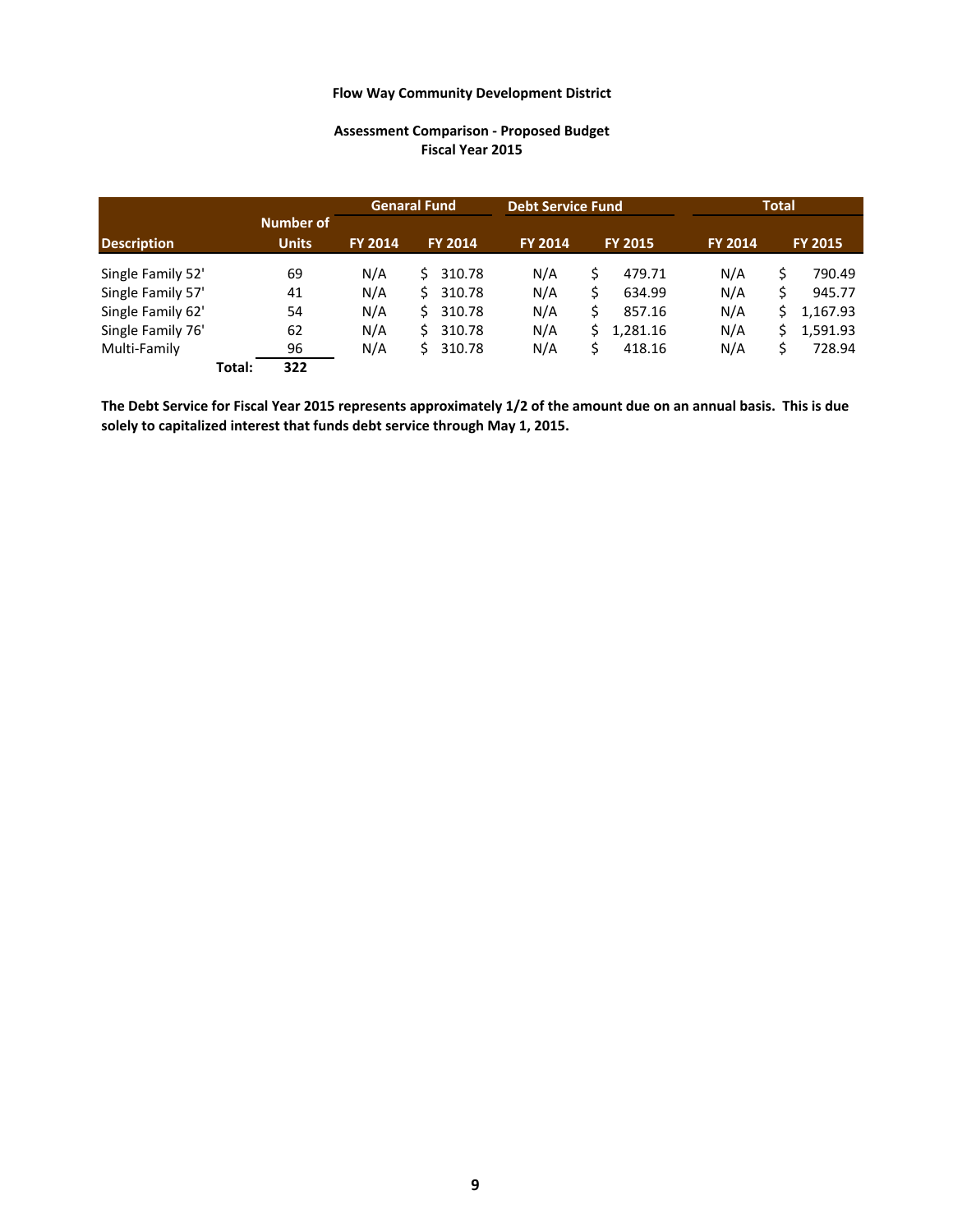**Flow Way Community Development District**

**Assessment Comparison - Proposed Budget**
**Fiscal Year 2015**

| | | Genaral Fund | | Debt Service Fund | | Total | |
|---|---|---|---|---|---|---|---|
| **Description** | **Number of Units** | **FY 2014** | **FY 2014** | **FY 2014** | **FY 2015** | **FY 2014** | **FY 2015** |
| Single Family 52' | 69 | N/A | $ 310.78 | N/A | $ 479.71 | N/A | $ 790.49 |
| Single Family 57' | 41 | N/A | $ 310.78 | N/A | $ 634.99 | N/A | $ 945.77 |
| Single Family 62' | 54 | N/A | $ 310.78 | N/A | $ 857.16 | N/A | $ 1,167.93 |
| Single Family 76' | 62 | N/A | $ 310.78 | N/A | $ 1,281.16 | N/A | $ 1,591.93 |
| Multi-Family | 96 | N/A | $ 310.78 | N/A | $ 418.16 | N/A | $ 728.94 |
| **Total:** | **322** | | | | | | |

**The Debt Service for Fiscal Year 2015 represents approximately 1/2 of the amount due on an annual basis. This is due solely to capitalized interest that funds debt service through May 1, 2015.**